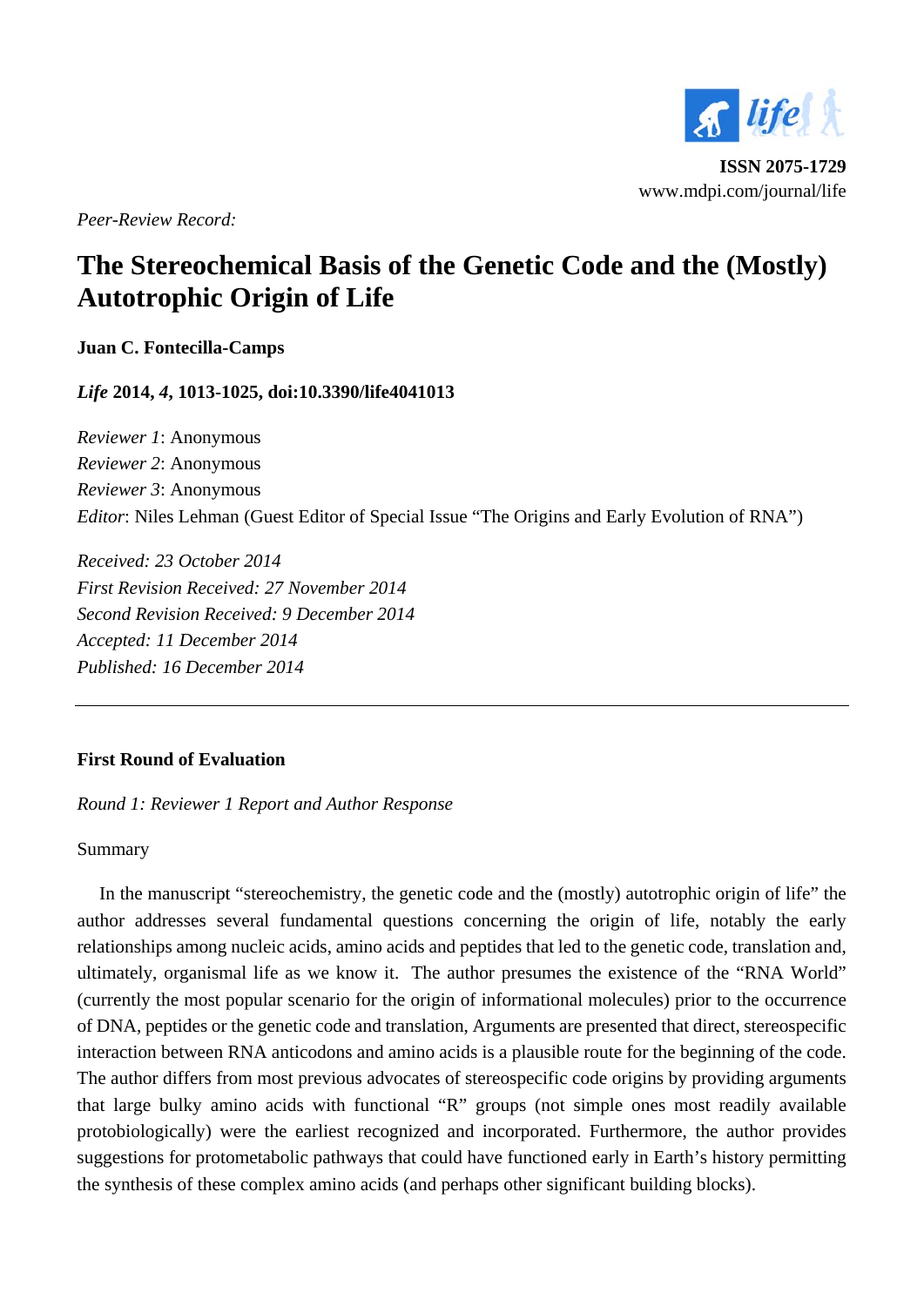ISSN 2075-1729
www.mdpi.com/journal/life

*Peer-Review Record:*

# The Stereochemical Basis of the Genetic Code and the (Mostly) Autotrophic Origin of Life

**Juan C. Fontecilla-Camps**

***Life*** **2014, *4*, 1013-1025, doi:10.3390/life4041013**

*Reviewer 1*: Anonymous
*Reviewer 2*: Anonymous
*Reviewer 3*: Anonymous
*Editor*: Niles Lehman (Guest Editor of Special Issue "The Origins and Early Evolution of RNA")

*Received: 23 October 2014*
*First Revision Received: 27 November 2014*
*Second Revision Received: 9 December 2014*
*Accepted: 11 December 2014*
*Published: 16 December 2014*

---

## First Round of Evaluation

*Round 1: Reviewer 1 Report and Author Response*

Summary

In the manuscript "stereochemistry, the genetic code and the (mostly) autotrophic origin of life" the author addresses several fundamental questions concerning the origin of life, notably the early relationships among nucleic acids, amino acids and peptides that led to the genetic code, translation and, ultimately, organismal life as we know it. The author presumes the existence of the "RNA World" (currently the most popular scenario for the origin of informational molecules) prior to the occurrence of DNA, peptides or the genetic code and translation, Arguments are presented that direct, stereospecific interaction between RNA anticodons and amino acids is a plausible route for the beginning of the code. The author differs from most previous advocates of stereospecific code origins by providing arguments that large bulky amino acids with functional "R" groups (not simple ones most readily available protobiologically) were the earliest recognized and incorporated. Furthermore, the author provides suggestions for protometabolic pathways that could have functioned early in Earth's history permitting the synthesis of these complex amino acids (and perhaps other significant building blocks).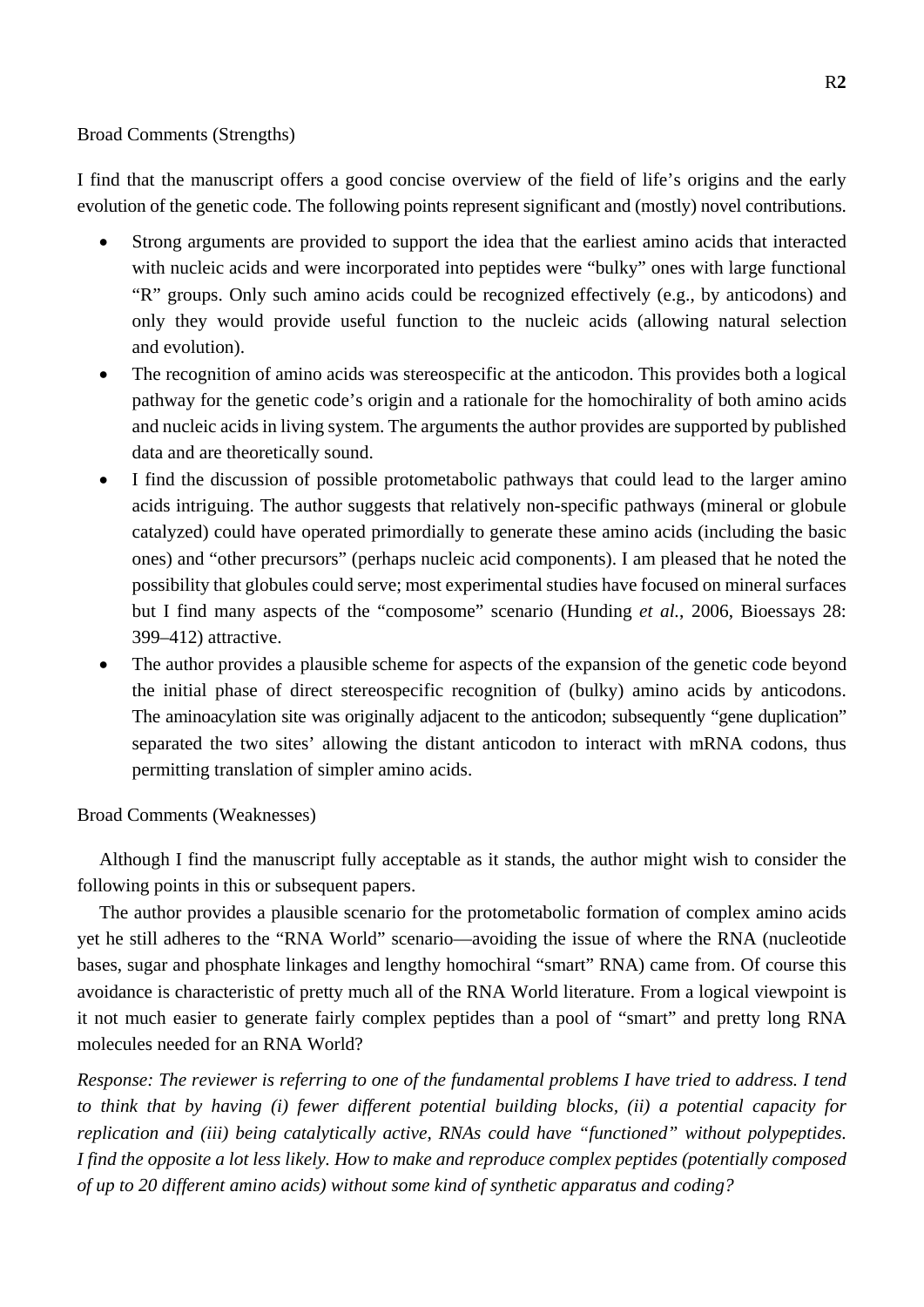Broad Comments (Strengths)

I find that the manuscript offers a good concise overview of the field of life's origins and the early evolution of the genetic code. The following points represent significant and (mostly) novel contributions.

- Strong arguments are provided to support the idea that the earliest amino acids that interacted with nucleic acids and were incorporated into peptides were "bulky" ones with large functional "R" groups. Only such amino acids could be recognized effectively (e.g., by anticodons) and only they would provide useful function to the nucleic acids (allowing natural selection and evolution).
- The recognition of amino acids was stereospecific at the anticodon. This provides both a logical pathway for the genetic code's origin and a rationale for the homochirality of both amino acids and nucleic acids in living system. The arguments the author provides are supported by published data and are theoretically sound.
- I find the discussion of possible protometabolic pathways that could lead to the larger amino acids intriguing. The author suggests that relatively non-specific pathways (mineral or globule catalyzed) could have operated primordially to generate these amino acids (including the basic ones) and "other precursors" (perhaps nucleic acid components). I am pleased that he noted the possibility that globules could serve; most experimental studies have focused on mineral surfaces but I find many aspects of the "composome" scenario (Hunding *et al.*, 2006, Bioessays 28: 399–412) attractive.
- The author provides a plausible scheme for aspects of the expansion of the genetic code beyond the initial phase of direct stereospecific recognition of (bulky) amino acids by anticodons. The aminoacylation site was originally adjacent to the anticodon; subsequently "gene duplication" separated the two sites' allowing the distant anticodon to interact with mRNA codons, thus permitting translation of simpler amino acids.

Broad Comments (Weaknesses)

Although I find the manuscript fully acceptable as it stands, the author might wish to consider the following points in this or subsequent papers.

The author provides a plausible scenario for the protometabolic formation of complex amino acids yet he still adheres to the "RNA World" scenario—avoiding the issue of where the RNA (nucleotide bases, sugar and phosphate linkages and lengthy homochiral "smart" RNA) came from. Of course this avoidance is characteristic of pretty much all of the RNA World literature. From a logical viewpoint is it not much easier to generate fairly complex peptides than a pool of "smart" and pretty long RNA molecules needed for an RNA World?

*Response: The reviewer is referring to one of the fundamental problems I have tried to address. I tend to think that by having (i) fewer different potential building blocks, (ii) a potential capacity for replication and (iii) being catalytically active, RNAs could have "functioned" without polypeptides. I find the opposite a lot less likely. How to make and reproduce complex peptides (potentially composed of up to 20 different amino acids) without some kind of synthetic apparatus and coding?*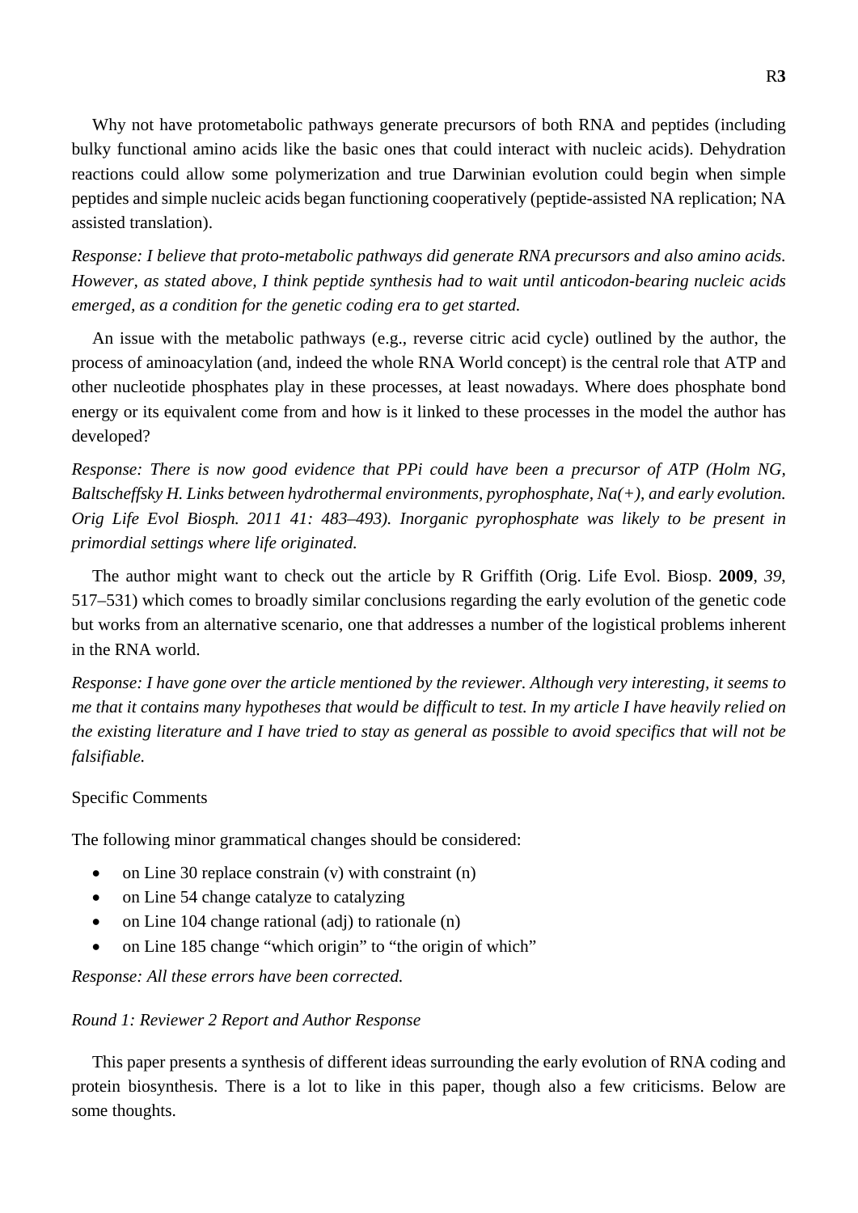Why not have protometabolic pathways generate precursors of both RNA and peptides (including bulky functional amino acids like the basic ones that could interact with nucleic acids). Dehydration reactions could allow some polymerization and true Darwinian evolution could begin when simple peptides and simple nucleic acids began functioning cooperatively (peptide-assisted NA replication; NA assisted translation).

*Response: I believe that proto-metabolic pathways did generate RNA precursors and also amino acids. However, as stated above, I think peptide synthesis had to wait until anticodon-bearing nucleic acids emerged, as a condition for the genetic coding era to get started.*

An issue with the metabolic pathways (e.g., reverse citric acid cycle) outlined by the author, the process of aminoacylation (and, indeed the whole RNA World concept) is the central role that ATP and other nucleotide phosphates play in these processes, at least nowadays. Where does phosphate bond energy or its equivalent come from and how is it linked to these processes in the model the author has developed?

*Response: There is now good evidence that PPi could have been a precursor of ATP (Holm NG, Baltscheffsky H. Links between hydrothermal environments, pyrophosphate, Na(+), and early evolution. Orig Life Evol Biosph. 2011 41: 483–493). Inorganic pyrophosphate was likely to be present in primordial settings where life originated.*

The author might want to check out the article by R Griffith (Orig. Life Evol. Biosp. **2009**, *39*, 517–531) which comes to broadly similar conclusions regarding the early evolution of the genetic code but works from an alternative scenario, one that addresses a number of the logistical problems inherent in the RNA world.

*Response: I have gone over the article mentioned by the reviewer. Although very interesting, it seems to me that it contains many hypotheses that would be difficult to test. In my article I have heavily relied on the existing literature and I have tried to stay as general as possible to avoid specifics that will not be falsifiable.*

Specific Comments

The following minor grammatical changes should be considered:

- on Line 30 replace constrain (v) with constraint (n)
- on Line 54 change catalyze to catalyzing
- on Line 104 change rational (adj) to rationale (n)
- on Line 185 change "which origin" to "the origin of which"

*Response: All these errors have been corrected.*

*Round 1: Reviewer 2 Report and Author Response*

This paper presents a synthesis of different ideas surrounding the early evolution of RNA coding and protein biosynthesis. There is a lot to like in this paper, though also a few criticisms. Below are some thoughts.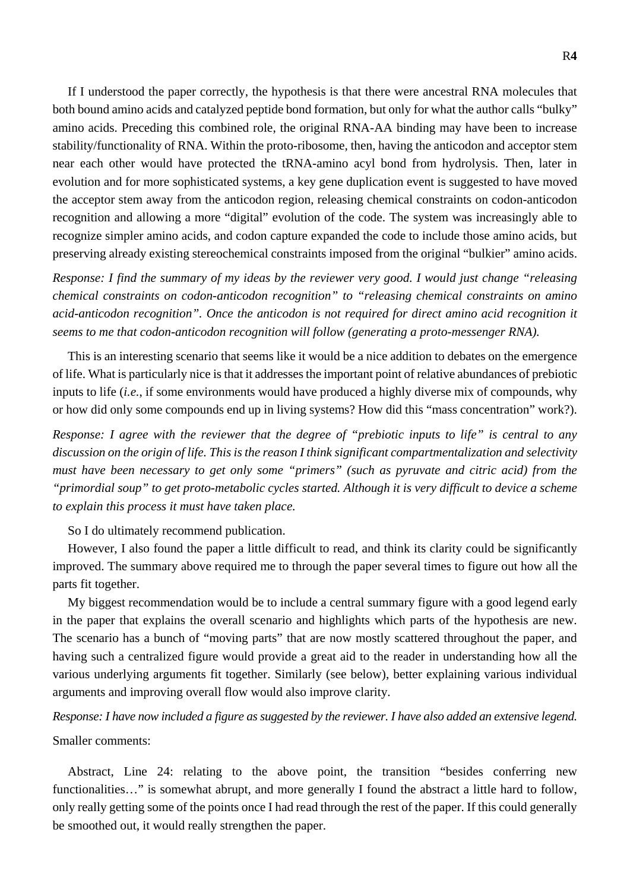If I understood the paper correctly, the hypothesis is that there were ancestral RNA molecules that both bound amino acids and catalyzed peptide bond formation, but only for what the author calls "bulky" amino acids. Preceding this combined role, the original RNA-AA binding may have been to increase stability/functionality of RNA. Within the proto-ribosome, then, having the anticodon and acceptor stem near each other would have protected the tRNA-amino acyl bond from hydrolysis. Then, later in evolution and for more sophisticated systems, a key gene duplication event is suggested to have moved the acceptor stem away from the anticodon region, releasing chemical constraints on codon-anticodon recognition and allowing a more "digital" evolution of the code. The system was increasingly able to recognize simpler amino acids, and codon capture expanded the code to include those amino acids, but preserving already existing stereochemical constraints imposed from the original "bulkier" amino acids.

*Response: I find the summary of my ideas by the reviewer very good. I would just change "releasing chemical constraints on codon-anticodon recognition" to "releasing chemical constraints on amino acid-anticodon recognition". Once the anticodon is not required for direct amino acid recognition it seems to me that codon-anticodon recognition will follow (generating a proto-messenger RNA).*

This is an interesting scenario that seems like it would be a nice addition to debates on the emergence of life. What is particularly nice is that it addresses the important point of relative abundances of prebiotic inputs to life (*i.e.*, if some environments would have produced a highly diverse mix of compounds, why or how did only some compounds end up in living systems? How did this "mass concentration" work?).

*Response: I agree with the reviewer that the degree of "prebiotic inputs to life" is central to any discussion on the origin of life. This is the reason I think significant compartmentalization and selectivity must have been necessary to get only some "primers" (such as pyruvate and citric acid) from the "primordial soup" to get proto-metabolic cycles started. Although it is very difficult to device a scheme to explain this process it must have taken place.*

So I do ultimately recommend publication.

However, I also found the paper a little difficult to read, and think its clarity could be significantly improved. The summary above required me to through the paper several times to figure out how all the parts fit together.

My biggest recommendation would be to include a central summary figure with a good legend early in the paper that explains the overall scenario and highlights which parts of the hypothesis are new. The scenario has a bunch of "moving parts" that are now mostly scattered throughout the paper, and having such a centralized figure would provide a great aid to the reader in understanding how all the various underlying arguments fit together. Similarly (see below), better explaining various individual arguments and improving overall flow would also improve clarity.

*Response: I have now included a figure as suggested by the reviewer. I have also added an extensive legend.*

Smaller comments:

Abstract, Line 24: relating to the above point, the transition "besides conferring new functionalities…" is somewhat abrupt, and more generally I found the abstract a little hard to follow, only really getting some of the points once I had read through the rest of the paper. If this could generally be smoothed out, it would really strengthen the paper.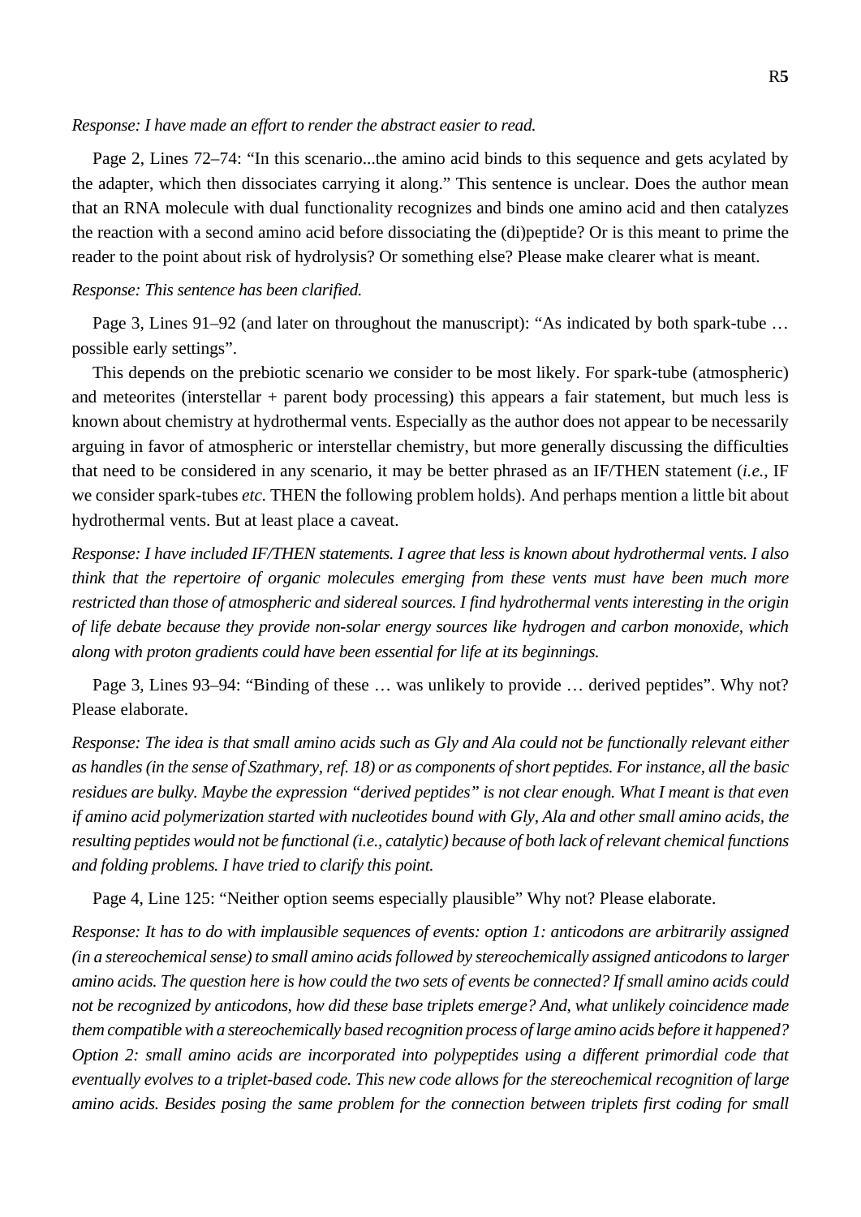*Response: I have made an effort to render the abstract easier to read.*

Page 2, Lines 72–74: "In this scenario...the amino acid binds to this sequence and gets acylated by the adapter, which then dissociates carrying it along." This sentence is unclear. Does the author mean that an RNA molecule with dual functionality recognizes and binds one amino acid and then catalyzes the reaction with a second amino acid before dissociating the (di)peptide? Or is this meant to prime the reader to the point about risk of hydrolysis? Or something else? Please make clearer what is meant.

*Response: This sentence has been clarified.*

Page 3, Lines 91–92 (and later on throughout the manuscript): "As indicated by both spark-tube … possible early settings".

This depends on the prebiotic scenario we consider to be most likely. For spark-tube (atmospheric) and meteorites (interstellar + parent body processing) this appears a fair statement, but much less is known about chemistry at hydrothermal vents. Especially as the author does not appear to be necessarily arguing in favor of atmospheric or interstellar chemistry, but more generally discussing the difficulties that need to be considered in any scenario, it may be better phrased as an IF/THEN statement (*i.e.*, IF we consider spark-tubes *etc.* THEN the following problem holds). And perhaps mention a little bit about hydrothermal vents. But at least place a caveat.

*Response: I have included IF/THEN statements. I agree that less is known about hydrothermal vents. I also think that the repertoire of organic molecules emerging from these vents must have been much more restricted than those of atmospheric and sidereal sources. I find hydrothermal vents interesting in the origin of life debate because they provide non-solar energy sources like hydrogen and carbon monoxide, which along with proton gradients could have been essential for life at its beginnings.*

Page 3, Lines 93–94: "Binding of these … was unlikely to provide … derived peptides". Why not? Please elaborate.

*Response: The idea is that small amino acids such as Gly and Ala could not be functionally relevant either as handles (in the sense of Szathmary, ref. 18) or as components of short peptides. For instance, all the basic residues are bulky. Maybe the expression "derived peptides" is not clear enough. What I meant is that even if amino acid polymerization started with nucleotides bound with Gly, Ala and other small amino acids, the resulting peptides would not be functional (i.e., catalytic) because of both lack of relevant chemical functions and folding problems. I have tried to clarify this point.*

Page 4, Line 125: "Neither option seems especially plausible" Why not? Please elaborate.

*Response: It has to do with implausible sequences of events: option 1: anticodons are arbitrarily assigned (in a stereochemical sense) to small amino acids followed by stereochemically assigned anticodons to larger amino acids. The question here is how could the two sets of events be connected? If small amino acids could not be recognized by anticodons, how did these base triplets emerge? And, what unlikely coincidence made them compatible with a stereochemically based recognition process of large amino acids before it happened? Option 2: small amino acids are incorporated into polypeptides using a different primordial code that eventually evolves to a triplet-based code. This new code allows for the stereochemical recognition of large amino acids. Besides posing the same problem for the connection between triplets first coding for small*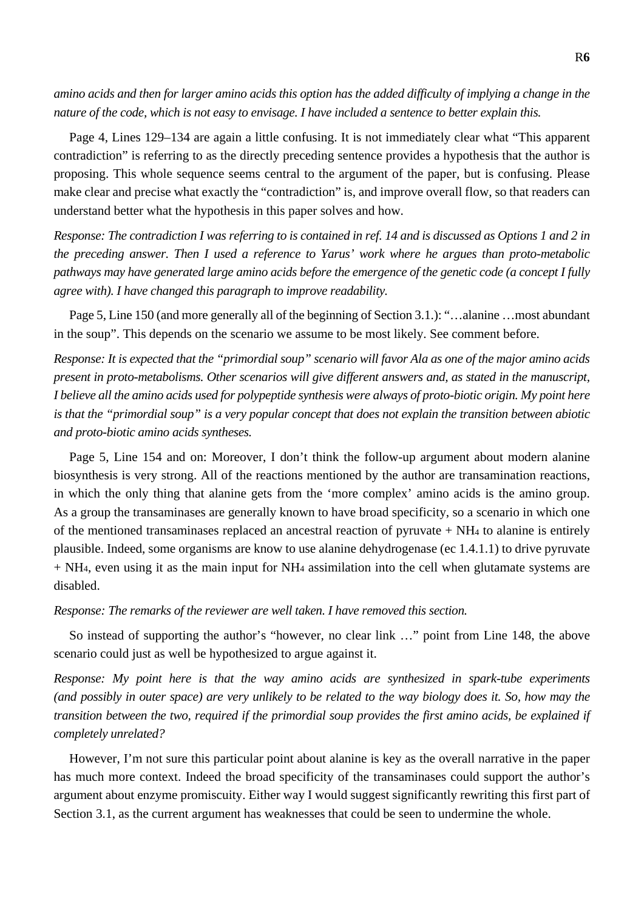*amino acids and then for larger amino acids this option has the added difficulty of implying a change in the nature of the code, which is not easy to envisage. I have included a sentence to better explain this.*

Page 4, Lines 129–134 are again a little confusing. It is not immediately clear what "This apparent contradiction" is referring to as the directly preceding sentence provides a hypothesis that the author is proposing. This whole sequence seems central to the argument of the paper, but is confusing. Please make clear and precise what exactly the "contradiction" is, and improve overall flow, so that readers can understand better what the hypothesis in this paper solves and how.

*Response: The contradiction I was referring to is contained in ref. 14 and is discussed as Options 1 and 2 in the preceding answer. Then I used a reference to Yarus' work where he argues than proto-metabolic pathways may have generated large amino acids before the emergence of the genetic code (a concept I fully agree with). I have changed this paragraph to improve readability.*

Page 5, Line 150 (and more generally all of the beginning of Section 3.1.): "…alanine …most abundant in the soup". This depends on the scenario we assume to be most likely. See comment before.

*Response: It is expected that the "primordial soup" scenario will favor Ala as one of the major amino acids present in proto-metabolisms. Other scenarios will give different answers and, as stated in the manuscript, I believe all the amino acids used for polypeptide synthesis were always of proto-biotic origin. My point here is that the "primordial soup" is a very popular concept that does not explain the transition between abiotic and proto-biotic amino acids syntheses.*

Page 5, Line 154 and on: Moreover, I don't think the follow-up argument about modern alanine biosynthesis is very strong. All of the reactions mentioned by the author are transamination reactions, in which the only thing that alanine gets from the 'more complex' amino acids is the amino group. As a group the transaminases are generally known to have broad specificity, so a scenario in which one of the mentioned transaminases replaced an ancestral reaction of pyruvate + $NH_4$ to alanine is entirely plausible. Indeed, some organisms are know to use alanine dehydrogenase (ec 1.4.1.1) to drive pyruvate + $NH_4$, even using it as the main input for $NH_4$ assimilation into the cell when glutamate systems are disabled.

*Response: The remarks of the reviewer are well taken. I have removed this section.*

So instead of supporting the author's "however, no clear link …" point from Line 148, the above scenario could just as well be hypothesized to argue against it.

*Response: My point here is that the way amino acids are synthesized in spark-tube experiments (and possibly in outer space) are very unlikely to be related to the way biology does it. So, how may the transition between the two, required if the primordial soup provides the first amino acids, be explained if completely unrelated?*

However, I'm not sure this particular point about alanine is key as the overall narrative in the paper has much more context. Indeed the broad specificity of the transaminases could support the author's argument about enzyme promiscuity. Either way I would suggest significantly rewriting this first part of Section 3.1, as the current argument has weaknesses that could be seen to undermine the whole.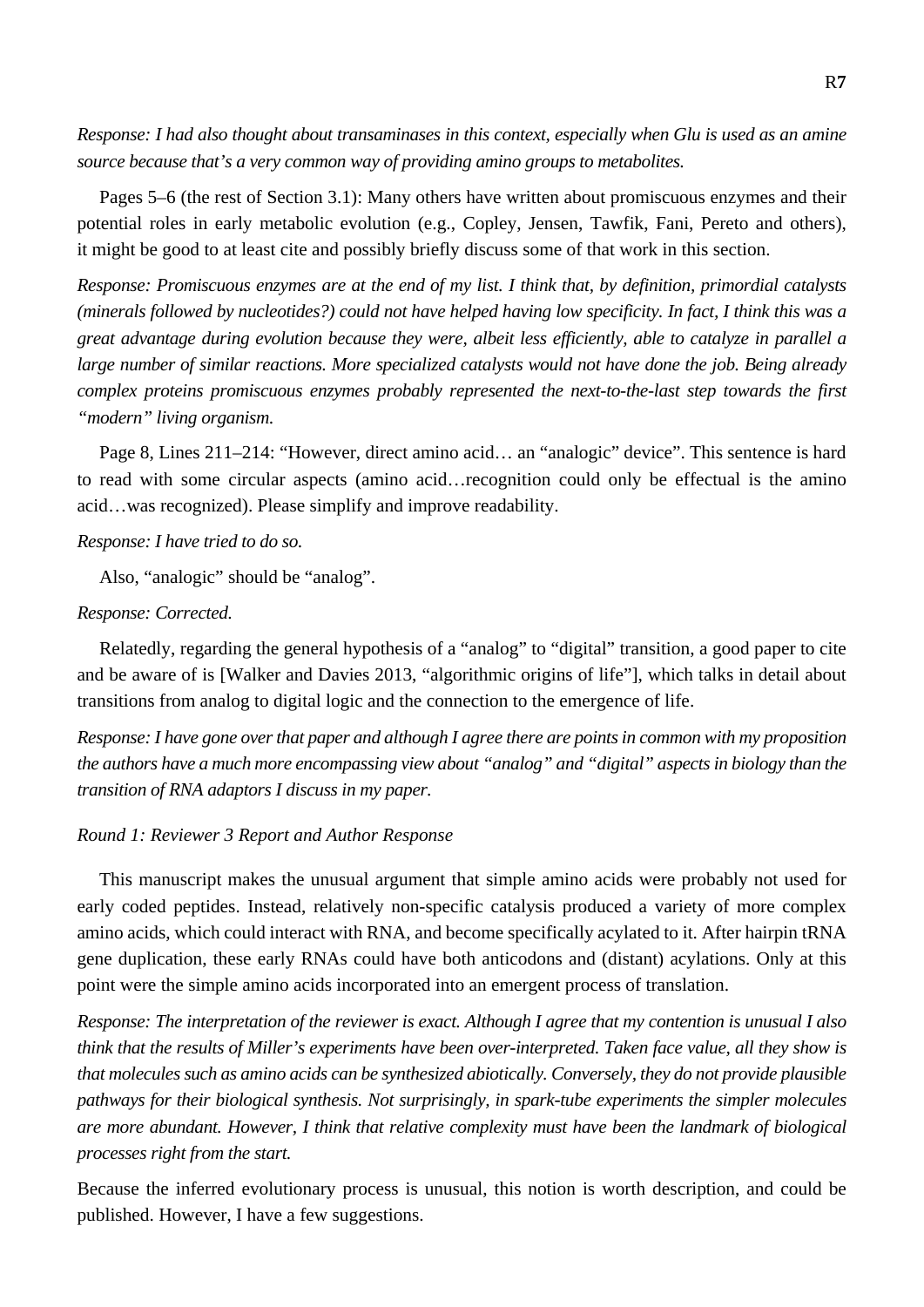*Response: I had also thought about transaminases in this context, especially when Glu is used as an amine source because that's a very common way of providing amino groups to metabolites.*

Pages 5–6 (the rest of Section 3.1): Many others have written about promiscuous enzymes and their potential roles in early metabolic evolution (e.g., Copley, Jensen, Tawfik, Fani, Pereto and others), it might be good to at least cite and possibly briefly discuss some of that work in this section.

*Response: Promiscuous enzymes are at the end of my list. I think that, by definition, primordial catalysts (minerals followed by nucleotides?) could not have helped having low specificity. In fact, I think this was a great advantage during evolution because they were, albeit less efficiently, able to catalyze in parallel a large number of similar reactions. More specialized catalysts would not have done the job. Being already complex proteins promiscuous enzymes probably represented the next-to-the-last step towards the first "modern" living organism.*

Page 8, Lines 211–214: "However, direct amino acid… an "analogic" device". This sentence is hard to read with some circular aspects (amino acid…recognition could only be effectual is the amino acid…was recognized). Please simplify and improve readability.

*Response: I have tried to do so.*

Also, "analogic" should be "analog".

*Response: Corrected.*

Relatedly, regarding the general hypothesis of a "analog" to "digital" transition, a good paper to cite and be aware of is [Walker and Davies 2013, "algorithmic origins of life"], which talks in detail about transitions from analog to digital logic and the connection to the emergence of life.

*Response: I have gone over that paper and although I agree there are points in common with my proposition the authors have a much more encompassing view about "analog" and "digital" aspects in biology than the transition of RNA adaptors I discuss in my paper.*

*Round 1: Reviewer 3 Report and Author Response*

This manuscript makes the unusual argument that simple amino acids were probably not used for early coded peptides. Instead, relatively non-specific catalysis produced a variety of more complex amino acids, which could interact with RNA, and become specifically acylated to it. After hairpin tRNA gene duplication, these early RNAs could have both anticodons and (distant) acylations. Only at this point were the simple amino acids incorporated into an emergent process of translation.

*Response: The interpretation of the reviewer is exact. Although I agree that my contention is unusual I also think that the results of Miller's experiments have been over-interpreted. Taken face value, all they show is that molecules such as amino acids can be synthesized abiotically. Conversely, they do not provide plausible pathways for their biological synthesis. Not surprisingly, in spark-tube experiments the simpler molecules are more abundant. However, I think that relative complexity must have been the landmark of biological processes right from the start.*

Because the inferred evolutionary process is unusual, this notion is worth description, and could be published. However, I have a few suggestions.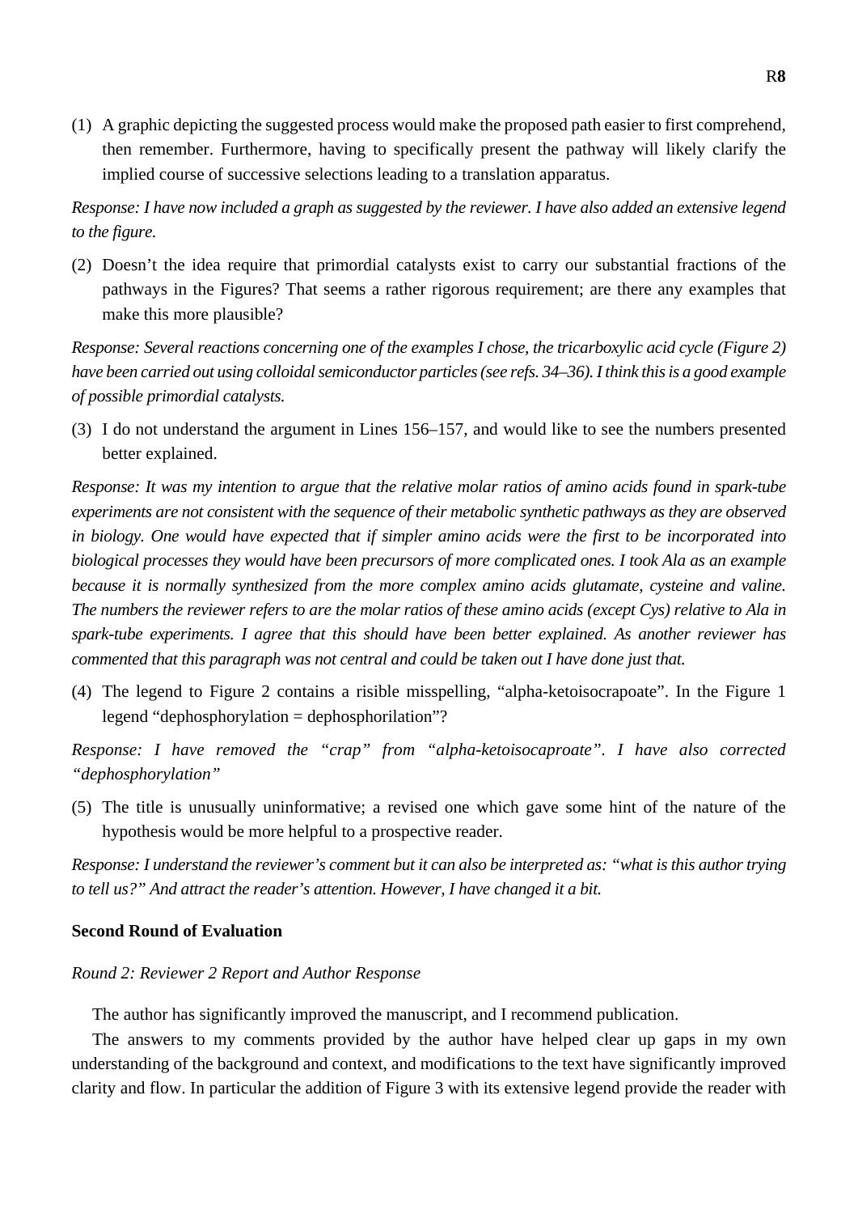(1) A graphic depicting the suggested process would make the proposed path easier to first comprehend, then remember. Furthermore, having to specifically present the pathway will likely clarify the implied course of successive selections leading to a translation apparatus.

*Response: I have now included a graph as suggested by the reviewer. I have also added an extensive legend to the figure.*

(2) Doesn't the idea require that primordial catalysts exist to carry our substantial fractions of the pathways in the Figures? That seems a rather rigorous requirement; are there any examples that make this more plausible?

*Response: Several reactions concerning one of the examples I chose, the tricarboxylic acid cycle (Figure 2) have been carried out using colloidal semiconductor particles (see refs. 34–36). I think this is a good example of possible primordial catalysts.*

(3) I do not understand the argument in Lines 156–157, and would like to see the numbers presented better explained.

*Response: It was my intention to argue that the relative molar ratios of amino acids found in spark-tube experiments are not consistent with the sequence of their metabolic synthetic pathways as they are observed in biology. One would have expected that if simpler amino acids were the first to be incorporated into biological processes they would have been precursors of more complicated ones. I took Ala as an example because it is normally synthesized from the more complex amino acids glutamate, cysteine and valine. The numbers the reviewer refers to are the molar ratios of these amino acids (except Cys) relative to Ala in spark-tube experiments. I agree that this should have been better explained. As another reviewer has commented that this paragraph was not central and could be taken out I have done just that.*

(4) The legend to Figure 2 contains a risible misspelling, "alpha-ketoisocrapoate". In the Figure 1 legend "dephosphorylation = dephosphorilation"?

*Response: I have removed the "crap" from "alpha-ketoisocaproate". I have also corrected "dephosphorylation"*

(5) The title is unusually uninformative; a revised one which gave some hint of the nature of the hypothesis would be more helpful to a prospective reader.

*Response: I understand the reviewer's comment but it can also be interpreted as: "what is this author trying to tell us?" And attract the reader's attention. However, I have changed it a bit.*

**Second Round of Evaluation**

*Round 2: Reviewer 2 Report and Author Response*

The author has significantly improved the manuscript, and I recommend publication.

The answers to my comments provided by the author have helped clear up gaps in my own understanding of the background and context, and modifications to the text have significantly improved clarity and flow. In particular the addition of Figure 3 with its extensive legend provide the reader with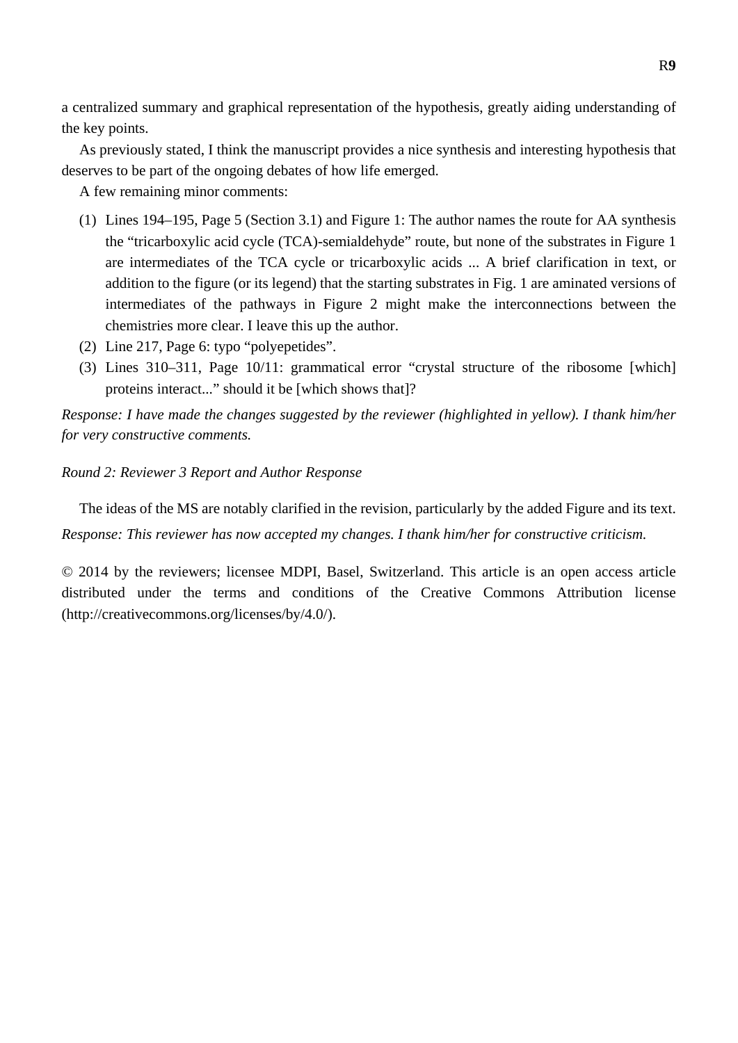a centralized summary and graphical representation of the hypothesis, greatly aiding understanding of the key points.

As previously stated, I think the manuscript provides a nice synthesis and interesting hypothesis that deserves to be part of the ongoing debates of how life emerged.

A few remaining minor comments:

(1) Lines 194–195, Page 5 (Section 3.1) and Figure 1: The author names the route for AA synthesis the "tricarboxylic acid cycle (TCA)-semialdehyde" route, but none of the substrates in Figure 1 are intermediates of the TCA cycle or tricarboxylic acids ... A brief clarification in text, or addition to the figure (or its legend) that the starting substrates in Fig. 1 are aminated versions of intermediates of the pathways in Figure 2 might make the interconnections between the chemistries more clear. I leave this up the author.

(2) Line 217, Page 6: typo "polyepetides".

(3) Lines 310–311, Page 10/11: grammatical error "crystal structure of the ribosome [which] proteins interact..." should it be [which shows that]?

*Response: I have made the changes suggested by the reviewer (highlighted in yellow). I thank him/her for very constructive comments.*

*Round 2: Reviewer 3 Report and Author Response*

The ideas of the MS are notably clarified in the revision, particularly by the added Figure and its text.

*Response: This reviewer has now accepted my changes. I thank him/her for constructive criticism.*

© 2014 by the reviewers; licensee MDPI, Basel, Switzerland. This article is an open access article distributed under the terms and conditions of the Creative Commons Attribution license (http://creativecommons.org/licenses/by/4.0/).